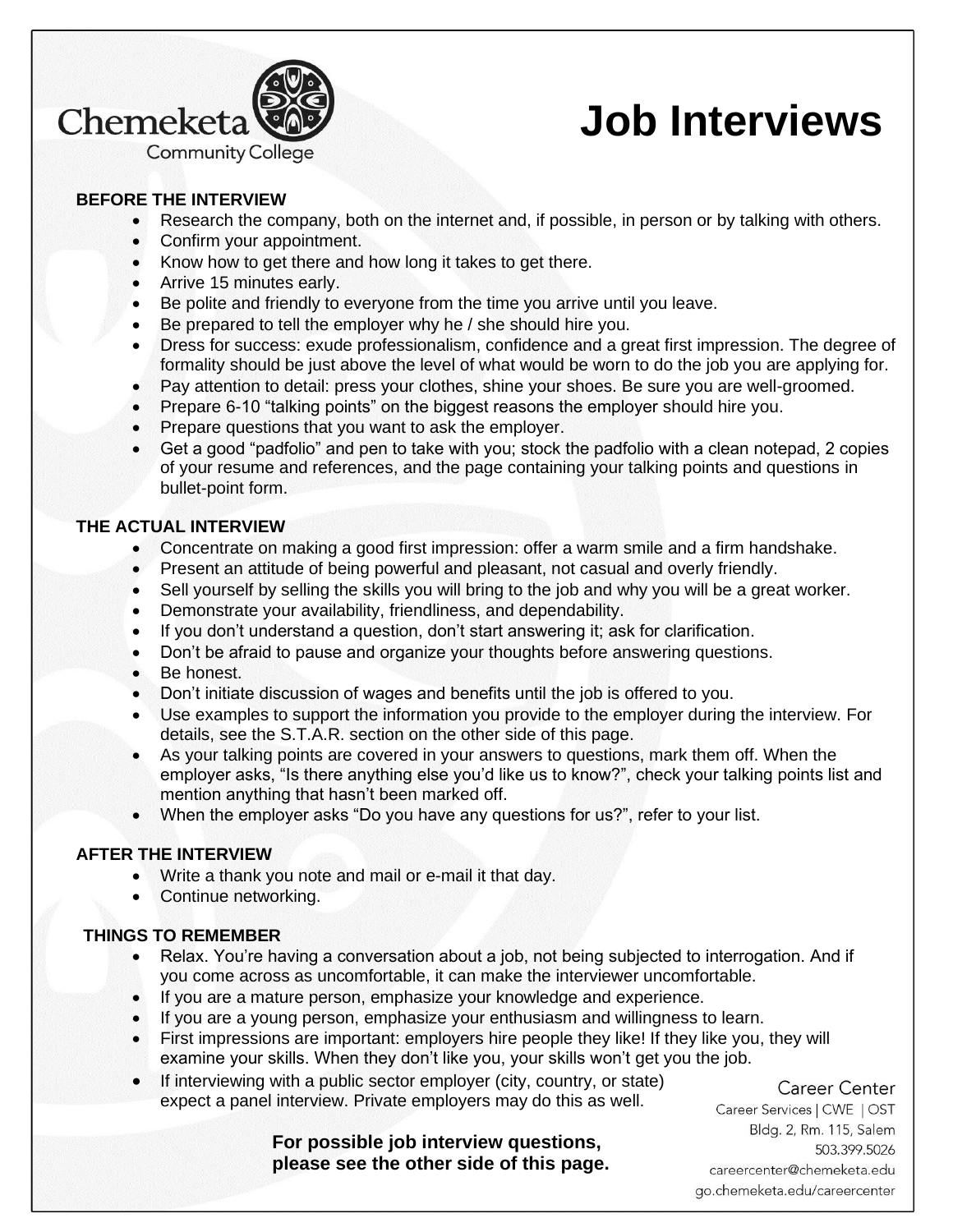Chemeketa Community College

# Job Interviews

## BEFORE THE INTERVIEW

- Research the company, both on the internet and, if possible, in person or by talking with others.
- Confirm your appointment.
- Know how to get there and how long it takes to get there.
- Arrive 15 minutes early.
- Be polite and friendly to everyone from the time you arrive until you leave.
- Be prepared to tell the employer why he / she should hire you.
- Dress for success: exude professionalism, confidence and a great first impression. The degree of formality should be just above the level of what would be worn to do the job you are applying for.
- Pay attention to detail: press your clothes, shine your shoes. Be sure you are well-groomed.
- Prepare 6-10 "talking points" on the biggest reasons the employer should hire you.
- Prepare questions that you want to ask the employer.
- Get a good "padfolio" and pen to take with you; stock the padfolio with a clean notepad, 2 copies of your resume and references, and the page containing your talking points and questions in bullet-point form.

## THE ACTUAL INTERVIEW

- Concentrate on making a good first impression: offer a warm smile and a firm handshake.
- Present an attitude of being powerful and pleasant, not casual and overly friendly.
- Sell yourself by selling the skills you will bring to the job and why you will be a great worker.
- Demonstrate your availability, friendliness, and dependability.
- If you don't understand a question, don't start answering it; ask for clarification.
- Don't be afraid to pause and organize your thoughts before answering questions.
- Be honest.
- Don't initiate discussion of wages and benefits until the job is offered to you.
- Use examples to support the information you provide to the employer during the interview. For details, see the S.T.A.R. section on the other side of this page.
- As your talking points are covered in your answers to questions, mark them off. When the employer asks, "Is there anything else you'd like us to know?", check your talking points list and mention anything that hasn't been marked off.
- When the employer asks "Do you have any questions for us?", refer to your list.

## AFTER THE INTERVIEW

- Write a thank you note and mail or e-mail it that day.
- Continue networking.

## THINGS TO REMEMBER

- Relax. You're having a conversation about a job, not being subjected to interrogation. And if you come across as uncomfortable, it can make the interviewer uncomfortable.
- If you are a mature person, emphasize your knowledge and experience.
- If you are a young person, emphasize your enthusiasm and willingness to learn.
- First impressions are important: employers hire people they like! If they like you, they will examine your skills. When they don't like you, your skills won't get you the job.
- If interviewing with a public sector employer (city, country, or state) expect a panel interview. Private employers may do this as well.

**For possible job interview questions, please see the other side of this page.**

Career Center
Career Services | CWE | OST
Bldg. 2, Rm. 115, Salem
503.399.5026
careercenter@chemeketa.edu
go.chemeketa.edu/careercenter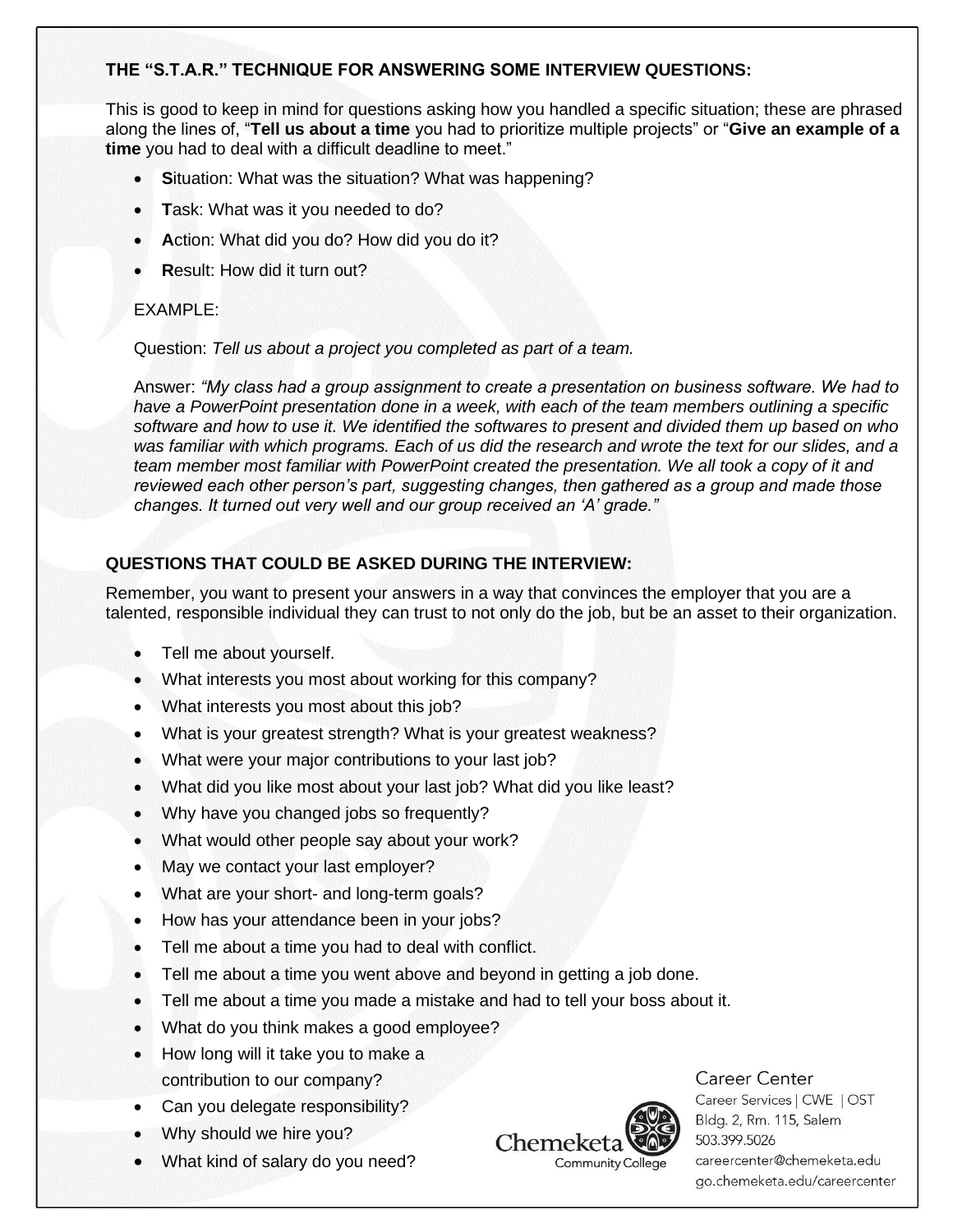## THE "S.T.A.R." TECHNIQUE FOR ANSWERING SOME INTERVIEW QUESTIONS:

This is good to keep in mind for questions asking how you handled a specific situation; these are phrased along the lines of, "**Tell us about a time** you had to prioritize multiple projects" or "**Give an example of a time** you had to deal with a difficult deadline to meet."

- **S**ituation: What was the situation? What was happening?
- **T**ask: What was it you needed to do?
- **A**ction: What did you do? How did you do it?
- **R**esult: How did it turn out?

EXAMPLE:

Question: *Tell us about a project you completed as part of a team.*

Answer: *"My class had a group assignment to create a presentation on business software. We had to have a PowerPoint presentation done in a week, with each of the team members outlining a specific software and how to use it. We identified the softwares to present and divided them up based on who was familiar with which programs. Each of us did the research and wrote the text for our slides, and a team member most familiar with PowerPoint created the presentation. We all took a copy of it and reviewed each other person's part, suggesting changes, then gathered as a group and made those changes. It turned out very well and our group received an 'A' grade."*

## QUESTIONS THAT COULD BE ASKED DURING THE INTERVIEW:

Remember, you want to present your answers in a way that convinces the employer that you are a talented, responsible individual they can trust to not only do the job, but be an asset to their organization.

- Tell me about yourself.
- What interests you most about working for this company?
- What interests you most about this job?
- What is your greatest strength? What is your greatest weakness?
- What were your major contributions to your last job?
- What did you like most about your last job? What did you like least?
- Why have you changed jobs so frequently?
- What would other people say about your work?
- May we contact your last employer?
- What are your short- and long-term goals?
- How has your attendance been in your jobs?
- Tell me about a time you had to deal with conflict.
- Tell me about a time you went above and beyond in getting a job done.
- Tell me about a time you made a mistake and had to tell your boss about it.
- What do you think makes a good employee?
- How long will it take you to make a contribution to our company?
- Can you delegate responsibility?
- Why should we hire you?
- What kind of salary do you need?

Chemeketa Community College

Career Center
Career Services | CWE | OST
Bldg. 2, Rm. 115, Salem
503.399.5026
careercenter@chemeketa.edu
go.chemeketa.edu/careercenter